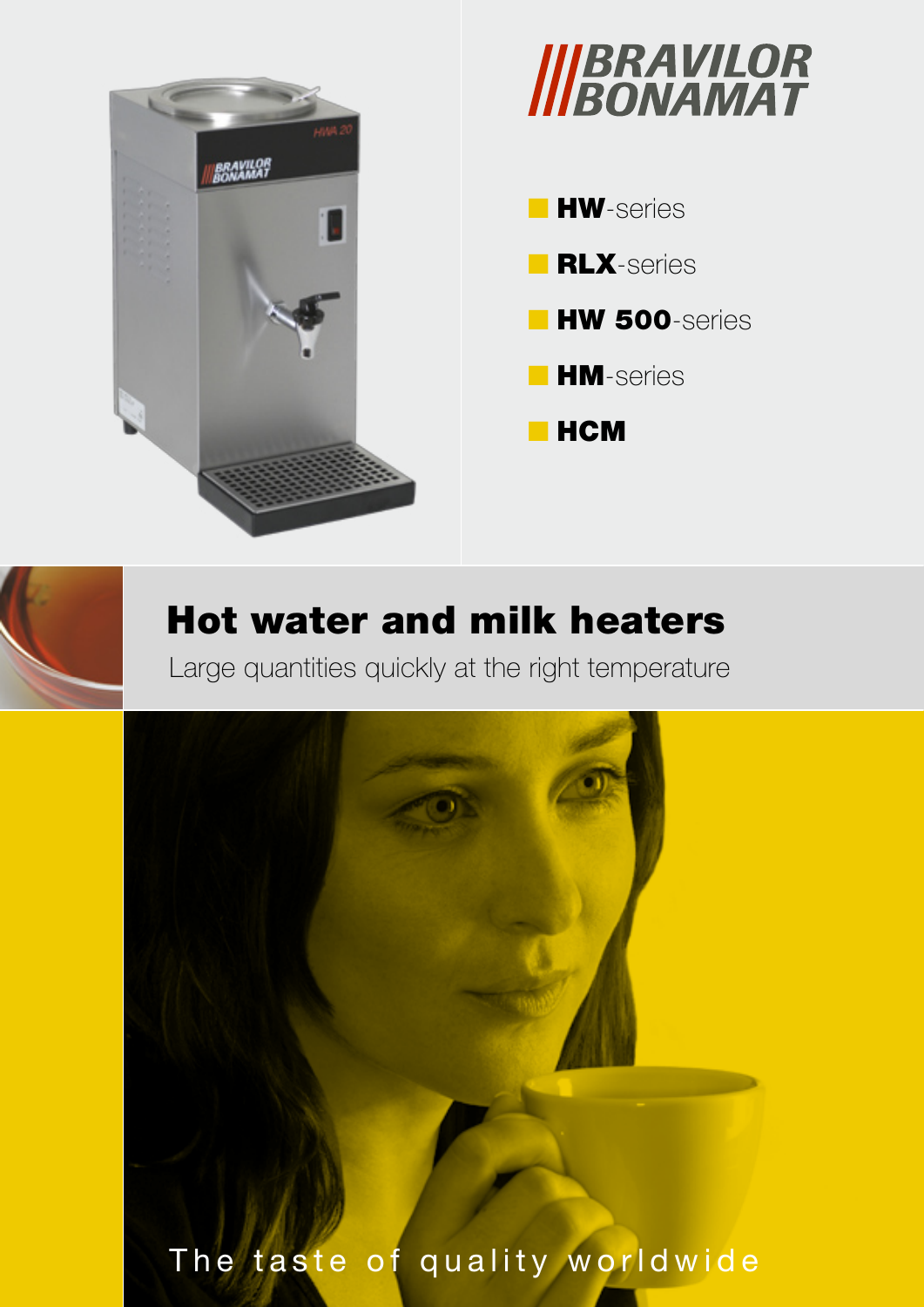BRAVILOR BONAMAT

- **HW**-series
- **RLX**-series
- **HW 500**-series
- **HM**-series
- **HCM**

# Hot water and milk heaters

Large quantities quickly at the right temperature

The taste of quality worldwide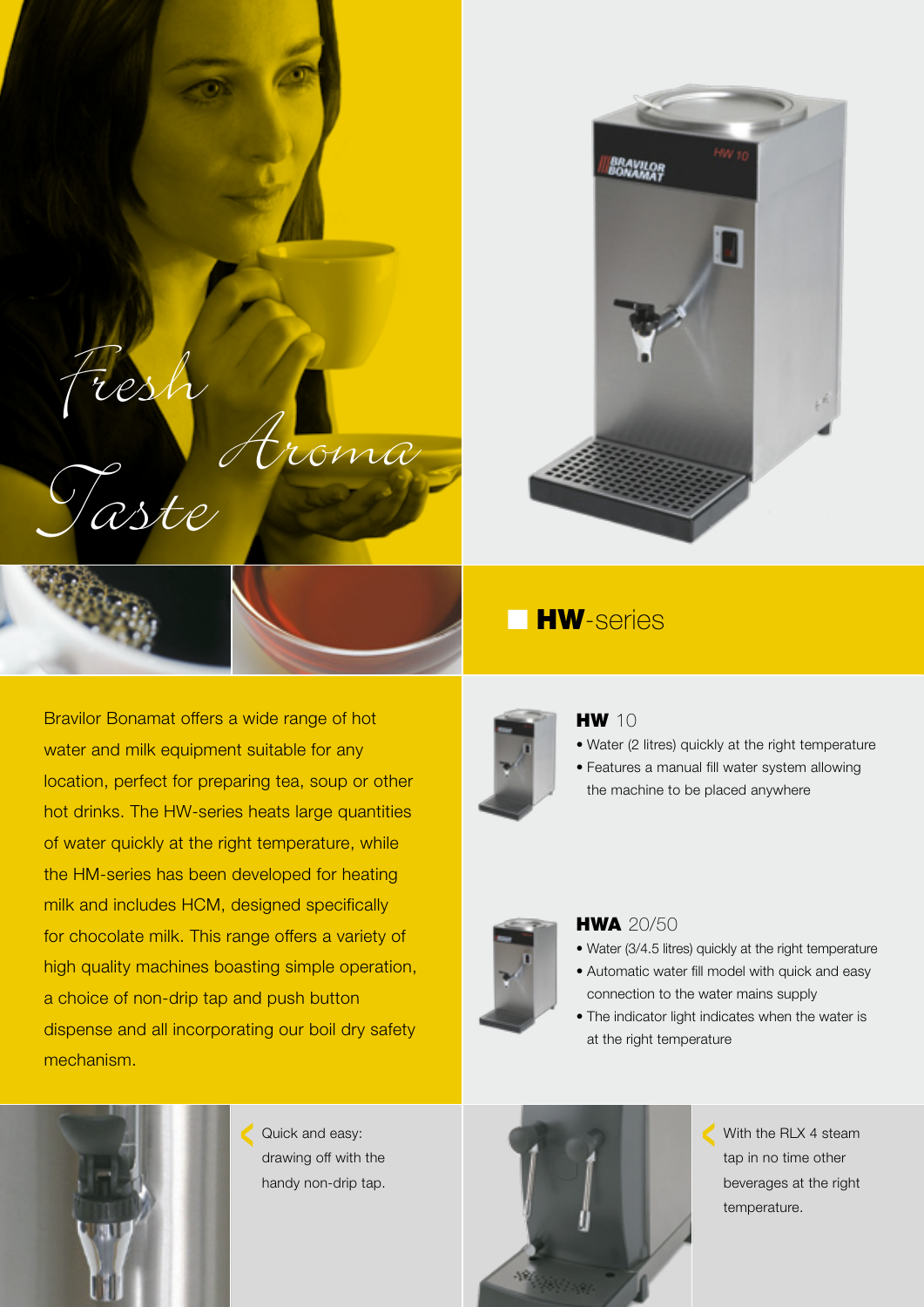*Fresh Aroma Taste*

## HW-series

Bravilor Bonamat offers a wide range of hot water and milk equipment suitable for any location, perfect for preparing tea, soup or other hot drinks. The HW-series heats large quantities of water quickly at the right temperature, while the HM-series has been developed for heating milk and includes HCM, designed specifically for chocolate milk. This range offers a variety of high quality machines boasting simple operation, a choice of non-drip tap and push button dispense and all incorporating our boil dry safety mechanism.

### **HW** 10

- Water (2 litres) quickly at the right temperature
- Features a manual fill water system allowing the machine to be placed anywhere

### **HWA** 20/50

- Water (3/4.5 litres) quickly at the right temperature
- Automatic water fill model with quick and easy connection to the water mains supply
- The indicator light indicates when the water is at the right temperature

Quick and easy: drawing off with the handy non-drip tap.

With the RLX 4 steam tap in no time other beverages at the right temperature.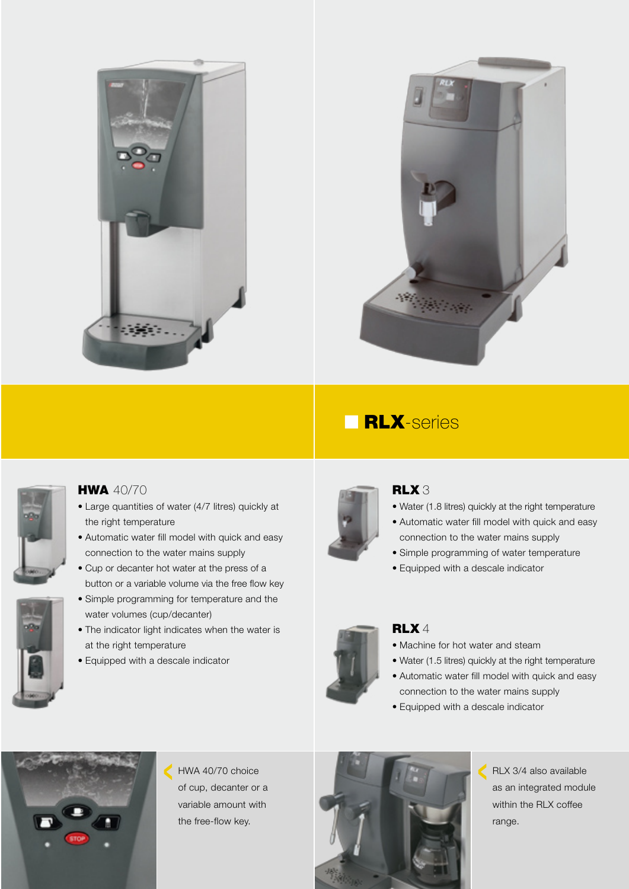## RLX-series

### HWA 40/70

- Large quantities of water (4/7 litres) quickly at the right temperature
- Automatic water fill model with quick and easy connection to the water mains supply
- Cup or decanter hot water at the press of a button or a variable volume via the free flow key
- Simple programming for temperature and the water volumes (cup/decanter)
- The indicator light indicates when the water is at the right temperature
- Equipped with a descale indicator

### RLX 3

- Water (1.8 litres) quickly at the right temperature
- Automatic water fill model with quick and easy connection to the water mains supply
- Simple programming of water temperature
- Equipped with a descale indicator

### RLX 4

- Machine for hot water and steam
- Water (1.5 litres) quickly at the right temperature
- Automatic water fill model with quick and easy connection to the water mains supply
- Equipped with a descale indicator

HWA 40/70 choice of cup, decanter or a variable amount with the free-flow key.

RLX 3/4 also available as an integrated module within the RLX coffee range.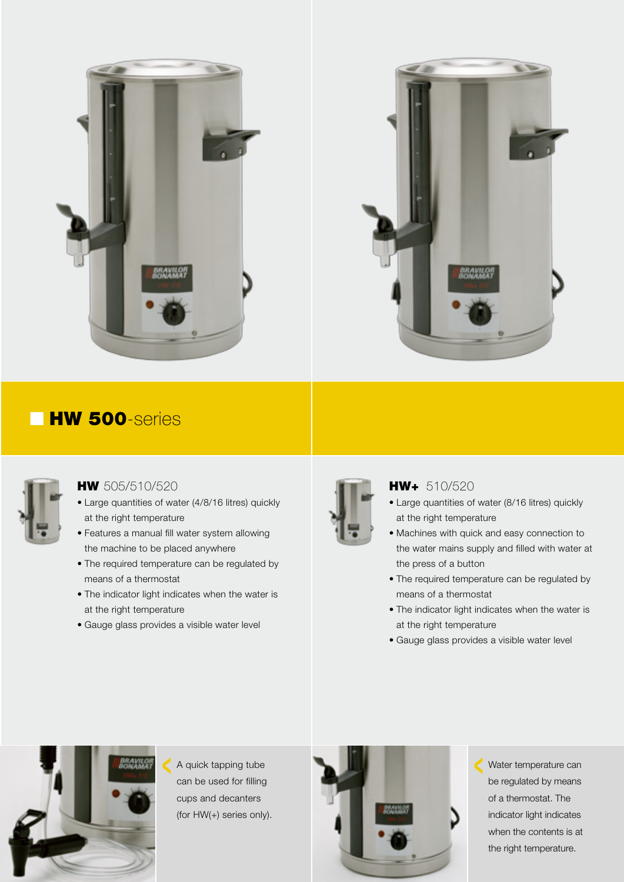# HW 500-series

### HW 505/510/520

- Large quantities of water (4/8/16 litres) quickly at the right temperature
- Features a manual fill water system allowing the machine to be placed anywhere
- The required temperature can be regulated by means of a thermostat
- The indicator light indicates when the water is at the right temperature
- Gauge glass provides a visible water level

### HW+ 510/520

- Large quantities of water (8/16 litres) quickly at the right temperature
- Machines with quick and easy connection to the water mains supply and filled with water at the press of a button
- The required temperature can be regulated by means of a thermostat
- The indicator light indicates when the water is at the right temperature
- Gauge glass provides a visible water level

A quick tapping tube can be used for filling cups and decanters (for HW(+) series only).

Water temperature can be regulated by means of a thermostat. The indicator light indicates when the contents is at the right temperature.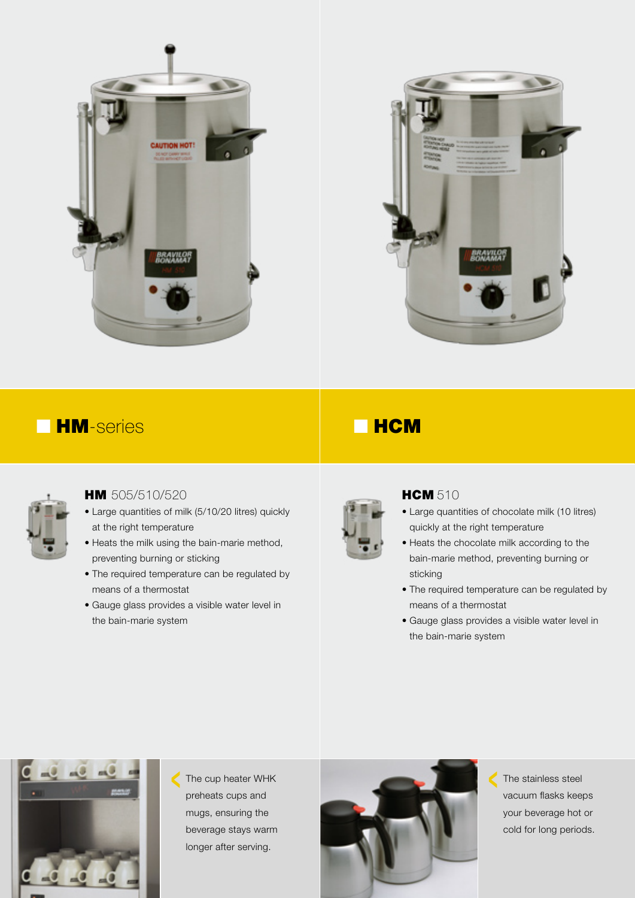## HM-series

### HM 505/510/520

- Large quantities of milk (5/10/20 litres) quickly at the right temperature
- Heats the milk using the bain-marie method, preventing burning or sticking
- The required temperature can be regulated by means of a thermostat
- Gauge glass provides a visible water level in the bain-marie system

## HCM

### HCM 510

- Large quantities of chocolate milk (10 litres) quickly at the right temperature
- Heats the chocolate milk according to the bain-marie method, preventing burning or sticking
- The required temperature can be regulated by means of a thermostat
- Gauge glass provides a visible water level in the bain-marie system

The cup heater WHK preheats cups and mugs, ensuring the beverage stays warm longer after serving.

The stainless steel vacuum flasks keeps your beverage hot or cold for long periods.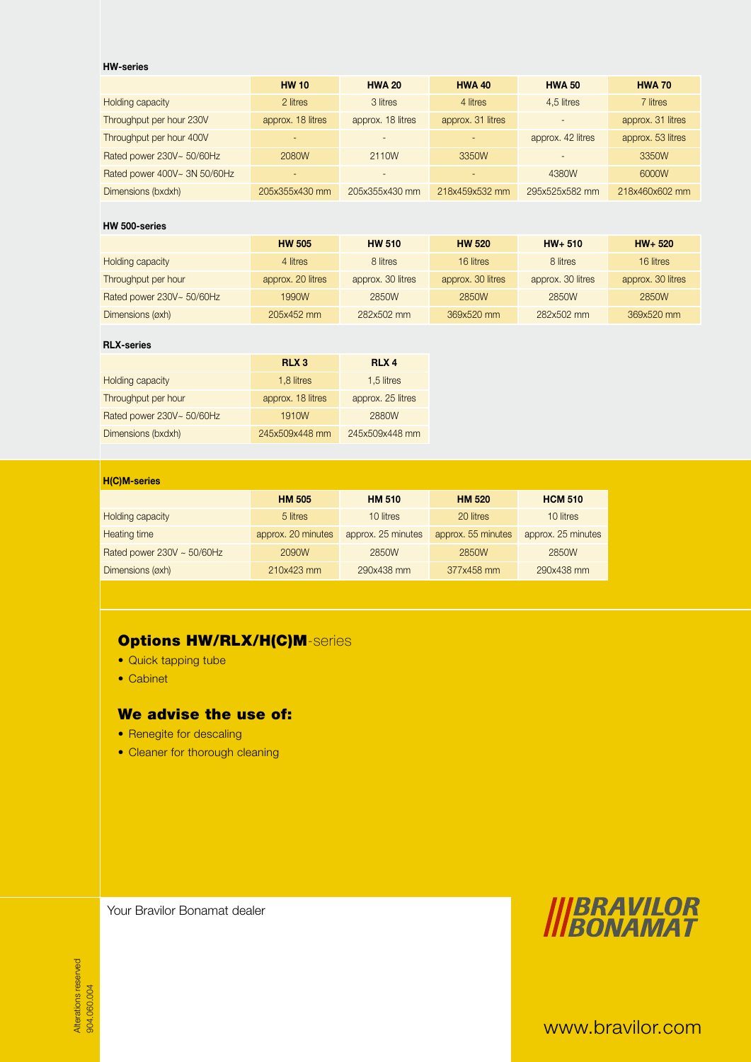**HW-series**

| | HW 10 | HWA 20 | HWA 40 | HWA 50 | HWA 70 |
|---|---|---|---|---|---|
| Holding capacity | 2 litres | 3 litres | 4 litres | 4,5 litres | 7 litres |
| Throughput per hour 230V | approx. 18 litres | approx. 18 litres | approx. 31 litres | - | approx. 31 litres |
| Throughput per hour 400V | - | - | - | approx. 42 litres | approx. 53 litres |
| Rated power 230V~ 50/60Hz | 2080W | 2110W | 3350W | - | 3350W |
| Rated power 400V~ 3N 50/60Hz | - | - | - | 4380W | 6000W |
| Dimensions (bxdxh) | 205x355x430 mm | 205x355x430 mm | 218x459x532 mm | 295x525x582 mm | 218x460x602 mm |

**HW 500-series**

| | HW 505 | HW 510 | HW 520 | HW+ 510 | HW+ 520 |
|---|---|---|---|---|---|
| Holding capacity | 4 litres | 8 litres | 16 litres | 8 litres | 16 litres |
| Throughput per hour | approx. 20 litres | approx. 30 litres | approx. 30 litres | approx. 30 litres | approx. 30 litres |
| Rated power 230V~ 50/60Hz | 1990W | 2850W | 2850W | 2850W | 2850W |
| Dimensions (øxh) | 205x452 mm | 282x502 mm | 369x520 mm | 282x502 mm | 369x520 mm |

**RLX-series**

| | RLX 3 | RLX 4 |
|---|---|---|
| Holding capacity | 1,8 litres | 1,5 litres |
| Throughput per hour | approx. 18 litres | approx. 25 litres |
| Rated power 230V~ 50/60Hz | 1910W | 2880W |
| Dimensions (bxdxh) | 245x509x448 mm | 245x509x448 mm |

**H(C)M-series**

| | HM 505 | HM 510 | HM 520 | HCM 510 |
|---|---|---|---|---|
| Holding capacity | 5 litres | 10 litres | 20 litres | 10 litres |
| Heating time | approx. 20 minutes | approx. 25 minutes | approx. 55 minutes | approx. 25 minutes |
| Rated power 230V ~ 50/60Hz | 2090W | 2850W | 2850W | 2850W |
| Dimensions (øxh) | 210x423 mm | 290x438 mm | 377x458 mm | 290x438 mm |

## Options HW/RLX/H(C)M-series

- Quick tapping tube
- Cabinet

## We advise the use of:

- Renegite for descaling
- Cleaner for thorough cleaning

Your Bravilor Bonamat dealer

BRAVILOR BONAMAT

www.bravilor.com

Alterations reserved
904.060.004